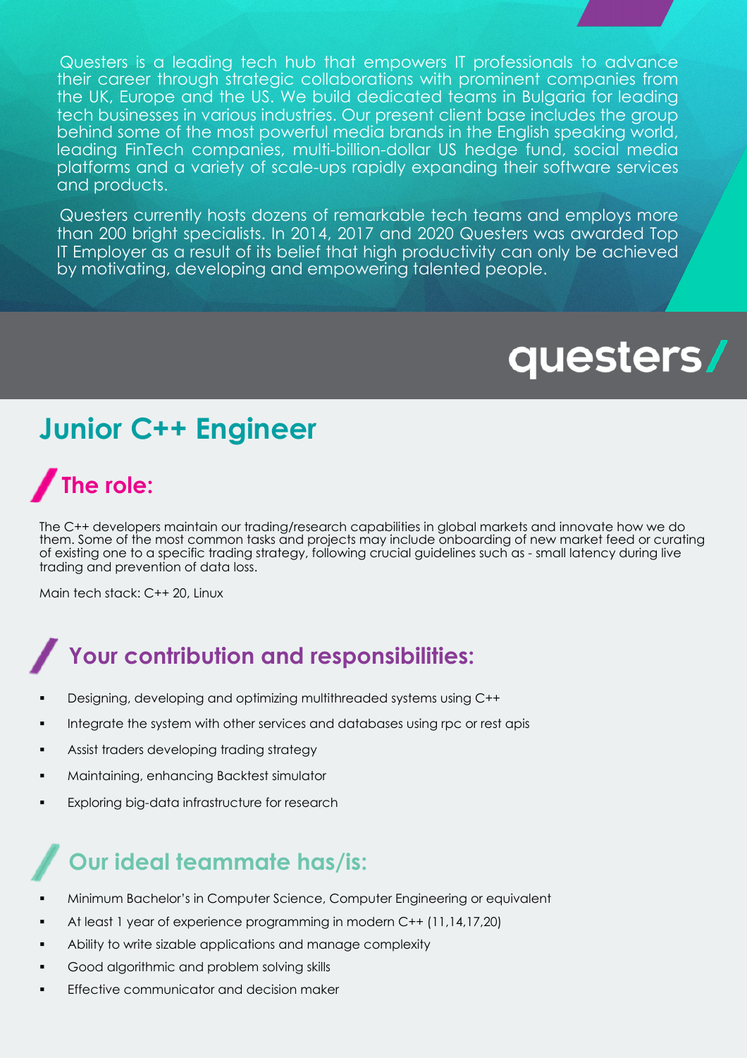Questers is a leading tech hub that empowers IT professionals to advance their career through strategic collaborations with prominent companies from the UK, Europe and the US. We build dedicated teams in Bulgaria for leading tech businesses in various industries. Our present client base includes the group behind some of the most powerful media brands in the English speaking world, leading FinTech companies, multi-billion-dollar US hedge fund, social media platforms and a variety of scale-ups rapidly expanding their software services and products.

Questers currently hosts dozens of remarkable tech teams and employs more than 200 bright specialists. In 2014, 2017 and 2020 Questers was awarded Top IT Employer as a result of its belief that high productivity can only be achieved by motivating, developing and empowering talented people.

questers/

# Junior C++ Engineer

## The role:

The C++ developers maintain our trading/research capabilities in global markets and innovate how we do them. Some of the most common tasks and projects may include onboarding of new market feed or curating of existing one to a specific trading strategy, following crucial guidelines such as - small latency during live trading and prevention of data loss.

Main tech stack: C++ 20, Linux

## Your contribution and responsibilities:

- Designing, developing and optimizing multithreaded systems using C++
- Integrate the system with other services and databases using rpc or rest apis
- Assist traders developing trading strategy
- Maintaining, enhancing Backtest simulator
- Exploring big-data infrastructure for research

## Our ideal teammate has/is:

- Minimum Bachelor's in Computer Science, Computer Engineering or equivalent
- At least 1 year of experience programming in modern C++ (11,14,17,20)
- Ability to write sizable applications and manage complexity
- Good algorithmic and problem solving skills
- Effective communicator and decision maker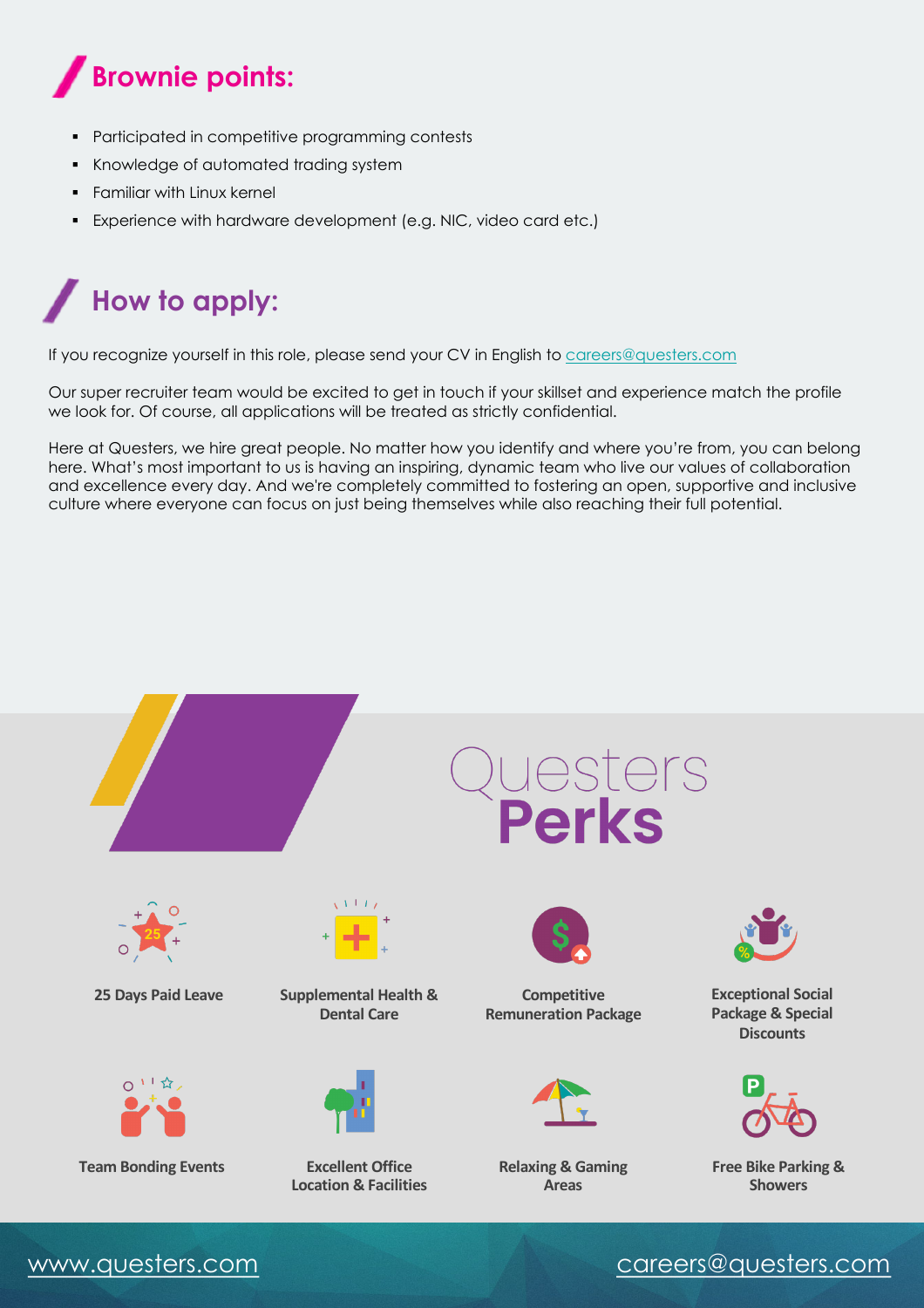## Brownie points:

- Participated in competitive programming contests
- Knowledge of automated trading system
- Familiar with Linux kernel
- Experience with hardware development (e.g. NIC, video card etc.)

## How to apply:

If you recognize yourself in this role, please send your CV in English to careers@questers.com

Our super recruiter team would be excited to get in touch if your skillset and experience match the profile we look for. Of course, all applications will be treated as strictly confidential.

Here at Questers, we hire great people. No matter how you identify and where you're from, you can belong here. What's most important to us is having an inspiring, dynamic team who live our values of collaboration and excellence every day. And we're completely committed to fostering an open, supportive and inclusive culture where everyone can focus on just being themselves while also reaching their full potential.

## Questers Perks

- 25 Days Paid Leave
- Supplemental Health & Dental Care
- Competitive Remuneration Package
- Exceptional Social Package & Special Discounts
- Team Bonding Events
- Excellent Office Location & Facilities
- Relaxing & Gaming Areas
- Free Bike Parking & Showers

www.questers.com

careers@questers.com